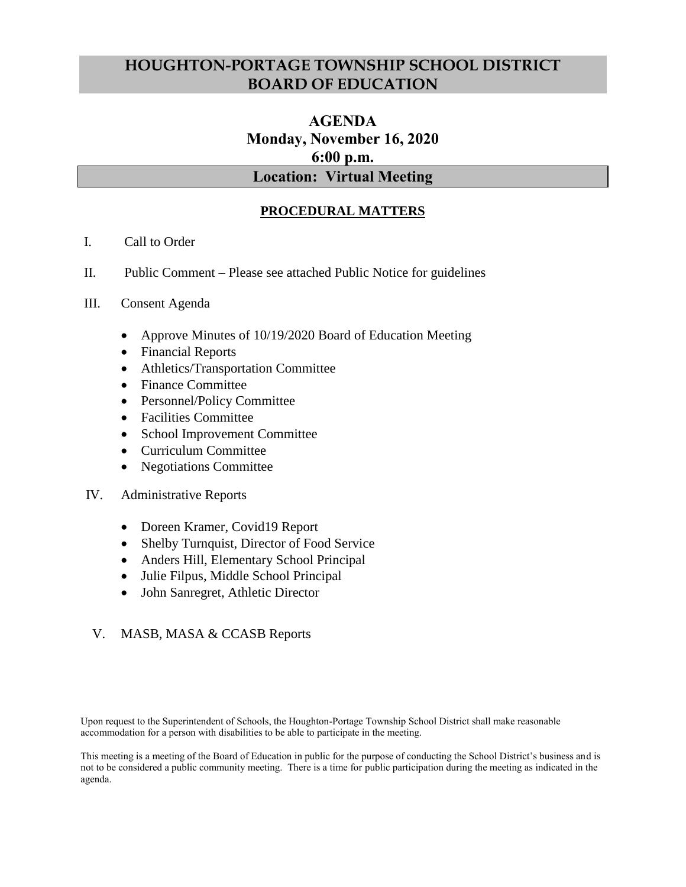# HOUGHTON-PORTAGE TOWNSHIP SCHOOL DISTRICT BOARD OF EDUCATION

## AGENDA
## Monday, November 16, 2020
## 6:00 p.m.
## Location: Virtual Meeting

### PROCEDURAL MATTERS

I. Call to Order

II. Public Comment – Please see attached Public Notice for guidelines

III. Consent Agenda

- Approve Minutes of 10/19/2020 Board of Education Meeting
- Financial Reports
- Athletics/Transportation Committee
- Finance Committee
- Personnel/Policy Committee
- Facilities Committee
- School Improvement Committee
- Curriculum Committee
- Negotiations Committee

IV. Administrative Reports

- Doreen Kramer, Covid19 Report
- Shelby Turnquist, Director of Food Service
- Anders Hill, Elementary School Principal
- Julie Filpus, Middle School Principal
- John Sanregret, Athletic Director

V. MASB, MASA & CCASB Reports

Upon request to the Superintendent of Schools, the Houghton-Portage Township School District shall make reasonable accommodation for a person with disabilities to be able to participate in the meeting.

This meeting is a meeting of the Board of Education in public for the purpose of conducting the School District's business and is not to be considered a public community meeting. There is a time for public participation during the meeting as indicated in the agenda.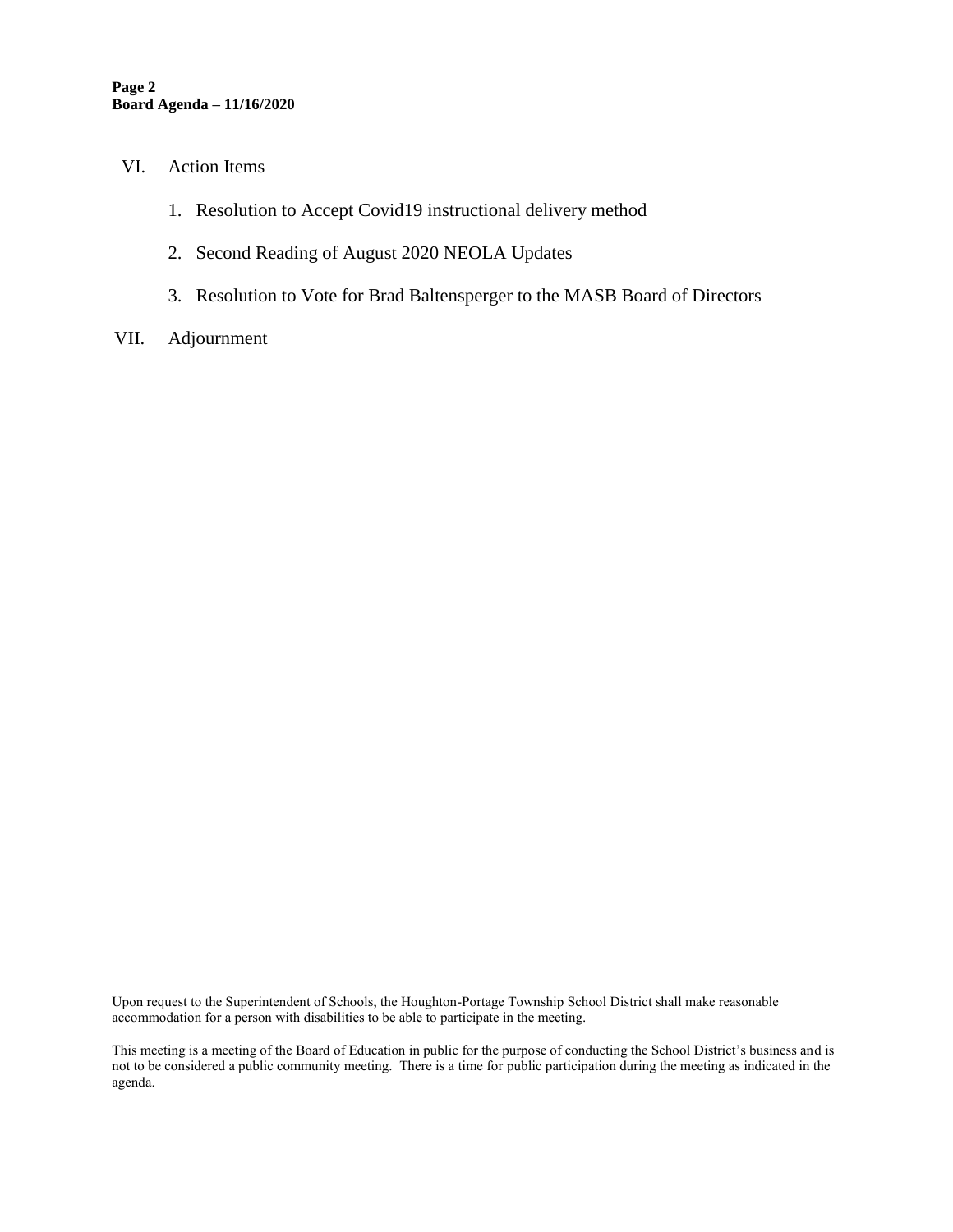VI. Action Items

1. Resolution to Accept Covid19 instructional delivery method
2. Second Reading of August 2020 NEOLA Updates
3. Resolution to Vote for Brad Baltensperger to the MASB Board of Directors

VII. Adjournment

Upon request to the Superintendent of Schools, the Houghton-Portage Township School District shall make reasonable accommodation for a person with disabilities to be able to participate in the meeting.

This meeting is a meeting of the Board of Education in public for the purpose of conducting the School District's business and is not to be considered a public community meeting. There is a time for public participation during the meeting as indicated in the agenda.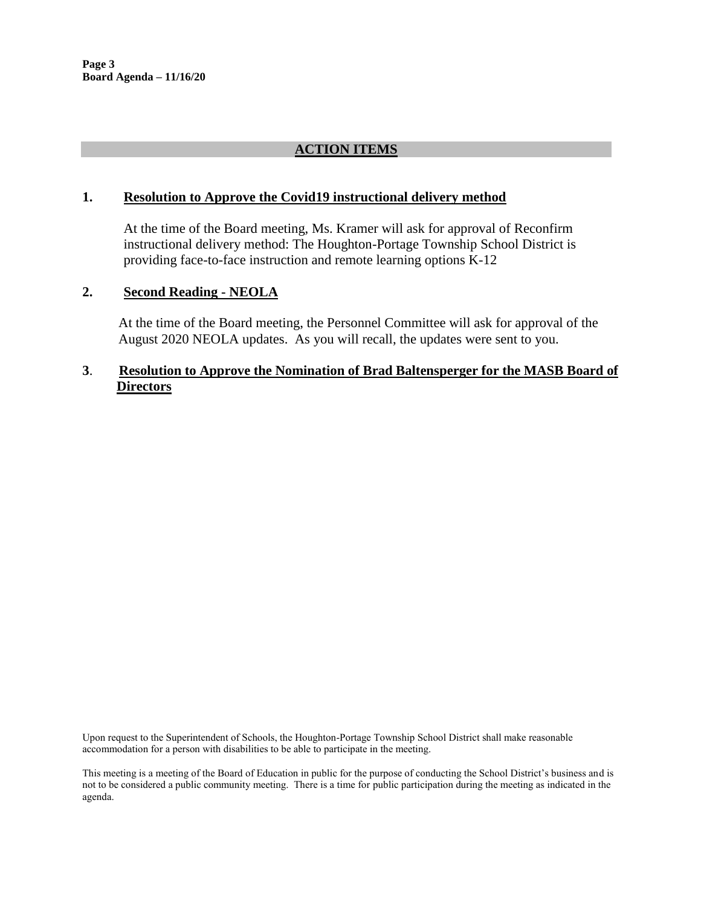## ACTION ITEMS

### 1. Resolution to Approve the Covid19 instructional delivery method

At the time of the Board meeting, Ms. Kramer will ask for approval of Reconfirm instructional delivery method: The Houghton-Portage Township School District is providing face-to-face instruction and remote learning options K-12

### 2. Second Reading - NEOLA

At the time of the Board meeting, the Personnel Committee will ask for approval of the August 2020 NEOLA updates. As you will recall, the updates were sent to you.

### 3. Resolution to Approve the Nomination of Brad Baltensperger for the MASB Board of Directors

Upon request to the Superintendent of Schools, the Houghton-Portage Township School District shall make reasonable accommodation for a person with disabilities to be able to participate in the meeting.

This meeting is a meeting of the Board of Education in public for the purpose of conducting the School District's business and is not to be considered a public community meeting. There is a time for public participation during the meeting as indicated in the agenda.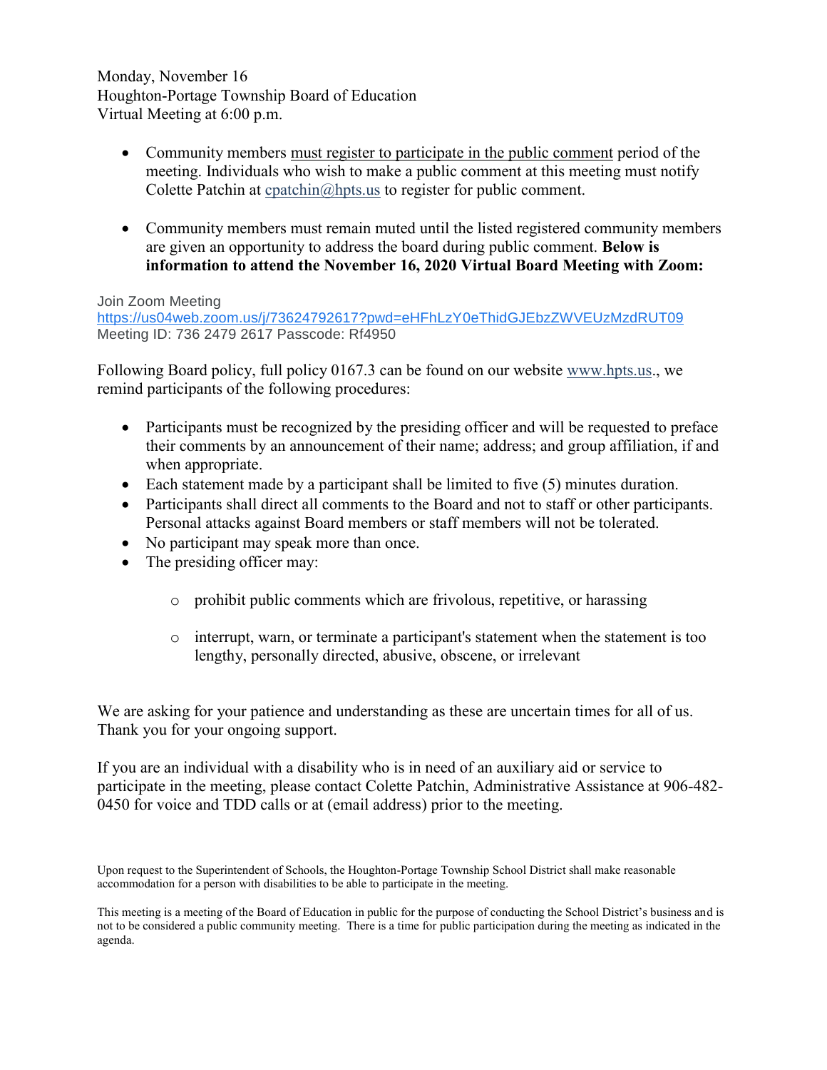Monday, November 16
Houghton-Portage Township Board of Education
Virtual Meeting at 6:00 p.m.

- Community members must register to participate in the public comment period of the meeting. Individuals who wish to make a public comment at this meeting must notify Colette Patchin at cpatchin@hpts.us to register for public comment.

- Community members must remain muted until the listed registered community members are given an opportunity to address the board during public comment. **Below is information to attend the November 16, 2020 Virtual Board Meeting with Zoom:**

Join Zoom Meeting
https://us04web.zoom.us/j/73624792617?pwd=eHFhLzY0eThidGJEbzZWVEUzMzdRUT09
Meeting ID: 736 2479 2617 Passcode: Rf4950

Following Board policy, full policy 0167.3 can be found on our website www.hpts.us., we remind participants of the following procedures:

- Participants must be recognized by the presiding officer and will be requested to preface their comments by an announcement of their name; address; and group affiliation, if and when appropriate.
- Each statement made by a participant shall be limited to five (5) minutes duration.
- Participants shall direct all comments to the Board and not to staff or other participants. Personal attacks against Board members or staff members will not be tolerated.
- No participant may speak more than once.
- The presiding officer may:
    - prohibit public comments which are frivolous, repetitive, or harassing
    - interrupt, warn, or terminate a participant's statement when the statement is too lengthy, personally directed, abusive, obscene, or irrelevant

We are asking for your patience and understanding as these are uncertain times for all of us. Thank you for your ongoing support.

If you are an individual with a disability who is in need of an auxiliary aid or service to participate in the meeting, please contact Colette Patchin, Administrative Assistance at 906-482-0450 for voice and TDD calls or at (email address) prior to the meeting.

Upon request to the Superintendent of Schools, the Houghton-Portage Township School District shall make reasonable accommodation for a person with disabilities to be able to participate in the meeting.

This meeting is a meeting of the Board of Education in public for the purpose of conducting the School District's business and is not to be considered a public community meeting. There is a time for public participation during the meeting as indicated in the agenda.